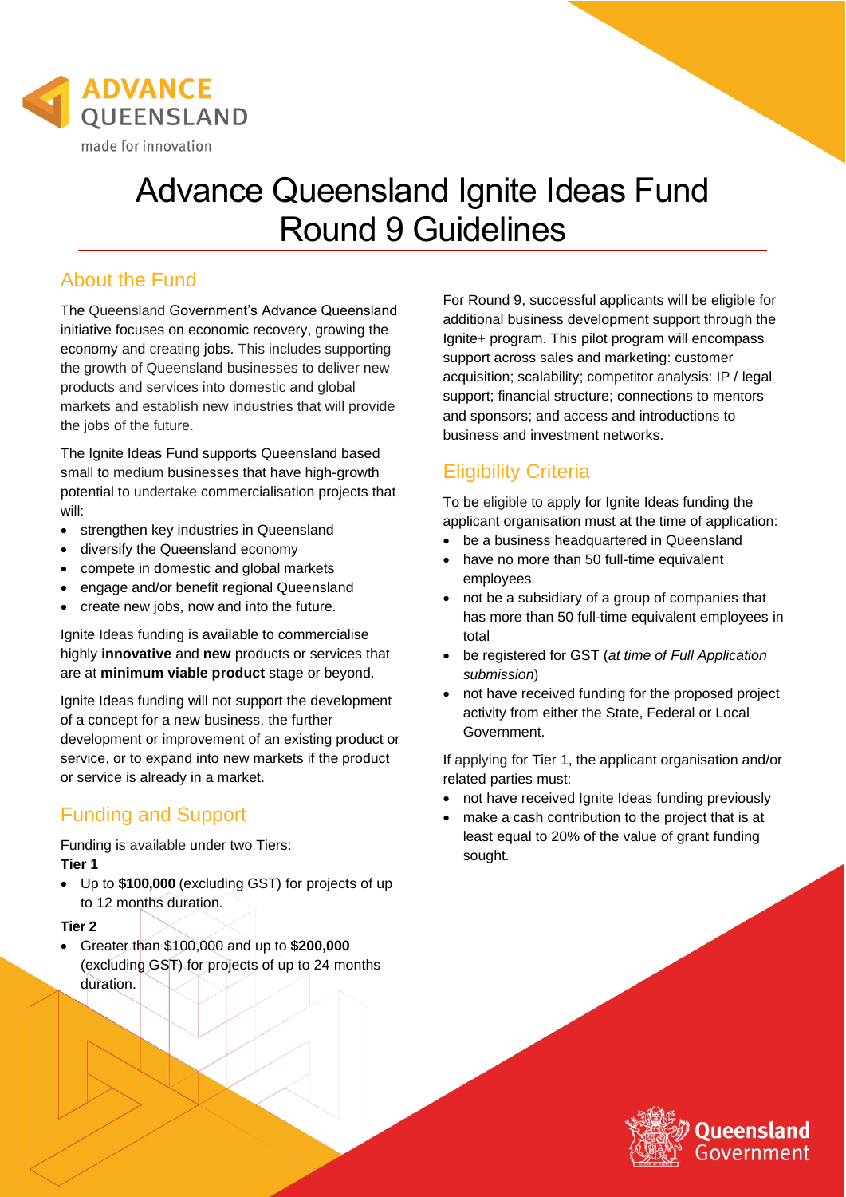# Advance Queensland Ignite Ideas Fund Round 9 Guidelines

## About the Fund

The Queensland Government's Advance Queensland initiative focuses on economic recovery, growing the economy and creating jobs. This includes supporting the growth of Queensland businesses to deliver new products and services into domestic and global markets and establish new industries that will provide the jobs of the future.

The Ignite Ideas Fund supports Queensland based small to medium businesses that have high-growth potential to undertake commercialisation projects that will:

- strengthen key industries in Queensland
- diversify the Queensland economy
- compete in domestic and global markets
- engage and/or benefit regional Queensland
- create new jobs, now and into the future.

Ignite Ideas funding is available to commercialise highly **innovative** and **new** products or services that are at **minimum viable product** stage or beyond.

Ignite Ideas funding will not support the development of a concept for a new business, the further development or improvement of an existing product or service, or to expand into new markets if the product or service is already in a market.

## Funding and Support

Funding is available under two Tiers:

**Tier 1**

- Up to **$100,000** (excluding GST) for projects of up to 12 months duration.

**Tier 2**

- Greater than $100,000 and up to **$200,000** (excluding GST) for projects of up to 24 months duration.

For Round 9, successful applicants will be eligible for additional business development support through the Ignite+ program. This pilot program will encompass support across sales and marketing: customer acquisition; scalability; competitor analysis: IP / legal support; financial structure; connections to mentors and sponsors; and access and introductions to business and investment networks.

## Eligibility Criteria

To be eligible to apply for Ignite Ideas funding the applicant organisation must at the time of application:

- be a business headquartered in Queensland
- have no more than 50 full-time equivalent employees
- not be a subsidiary of a group of companies that has more than 50 full-time equivalent employees in total
- be registered for GST (*at time of Full Application submission*)
- not have received funding for the proposed project activity from either the State, Federal or Local Government.

If applying for Tier 1, the applicant organisation and/or related parties must:

- not have received Ignite Ideas funding previously
- make a cash contribution to the project that is at least equal to 20% of the value of grant funding sought.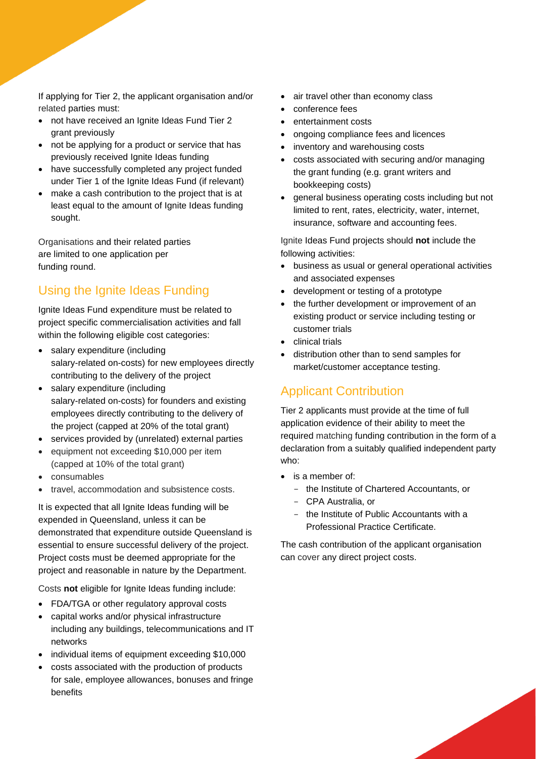If applying for Tier 2, the applicant organisation and/or related parties must:

- not have received an Ignite Ideas Fund Tier 2 grant previously
- not be applying for a product or service that has previously received Ignite Ideas funding
- have successfully completed any project funded under Tier 1 of the Ignite Ideas Fund (if relevant)
- make a cash contribution to the project that is at least equal to the amount of Ignite Ideas funding sought.

Organisations and their related parties are limited to one application per funding round.

## Using the Ignite Ideas Funding

Ignite Ideas Fund expenditure must be related to project specific commercialisation activities and fall within the following eligible cost categories:

- salary expenditure (including salary-related on-costs) for new employees directly contributing to the delivery of the project
- salary expenditure (including salary-related on-costs) for founders and existing employees directly contributing to the delivery of the project (capped at 20% of the total grant)
- services provided by (unrelated) external parties
- equipment not exceeding $10,000 per item (capped at 10% of the total grant)
- consumables
- travel, accommodation and subsistence costs.

It is expected that all Ignite Ideas funding will be expended in Queensland, unless it can be demonstrated that expenditure outside Queensland is essential to ensure successful delivery of the project. Project costs must be deemed appropriate for the project and reasonable in nature by the Department.

Costs **not** eligible for Ignite Ideas funding include:

- FDA/TGA or other regulatory approval costs
- capital works and/or physical infrastructure including any buildings, telecommunications and IT networks
- individual items of equipment exceeding $10,000
- costs associated with the production of products for sale, employee allowances, bonuses and fringe benefits
- air travel other than economy class
- conference fees
- entertainment costs
- ongoing compliance fees and licences
- inventory and warehousing costs
- costs associated with securing and/or managing the grant funding (e.g. grant writers and bookkeeping costs)
- general business operating costs including but not limited to rent, rates, electricity, water, internet, insurance, software and accounting fees.

Ignite Ideas Fund projects should **not** include the following activities:

- business as usual or general operational activities and associated expenses
- development or testing of a prototype
- the further development or improvement of an existing product or service including testing or customer trials
- clinical trials
- distribution other than to send samples for market/customer acceptance testing.

## Applicant Contribution

Tier 2 applicants must provide at the time of full application evidence of their ability to meet the required matching funding contribution in the form of a declaration from a suitably qualified independent party who:

- is a member of:
  - the Institute of Chartered Accountants, or
  - CPA Australia, or
  - the Institute of Public Accountants with a Professional Practice Certificate.

The cash contribution of the applicant organisation can cover any direct project costs.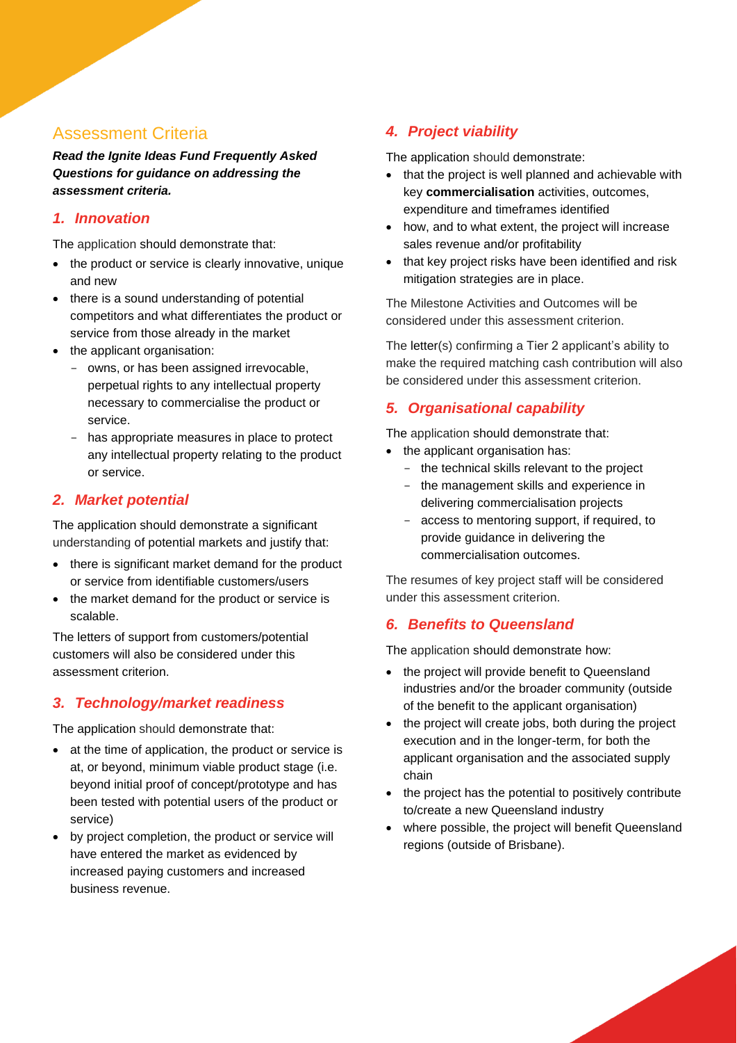## Assessment Criteria

***Read the Ignite Ideas Fund Frequently Asked Questions for guidance on addressing the assessment criteria.***

### *1. Innovation*

The application should demonstrate that:

- the product or service is clearly innovative, unique and new
- there is a sound understanding of potential competitors and what differentiates the product or service from those already in the market
- the applicant organisation:
  - owns, or has been assigned irrevocable, perpetual rights to any intellectual property necessary to commercialise the product or service.
  - has appropriate measures in place to protect any intellectual property relating to the product or service.

### *2. Market potential*

The application should demonstrate a significant understanding of potential markets and justify that:

- there is significant market demand for the product or service from identifiable customers/users
- the market demand for the product or service is scalable.

The letters of support from customers/potential customers will also be considered under this assessment criterion.

### *3. Technology/market readiness*

The application should demonstrate that:

- at the time of application, the product or service is at, or beyond, minimum viable product stage (i.e. beyond initial proof of concept/prototype and has been tested with potential users of the product or service)
- by project completion, the product or service will have entered the market as evidenced by increased paying customers and increased business revenue.

### *4. Project viability*

The application should demonstrate:

- that the project is well planned and achievable with key **commercialisation** activities, outcomes, expenditure and timeframes identified
- how, and to what extent, the project will increase sales revenue and/or profitability
- that key project risks have been identified and risk mitigation strategies are in place.

The Milestone Activities and Outcomes will be considered under this assessment criterion.

The letter(s) confirming a Tier 2 applicant's ability to make the required matching cash contribution will also be considered under this assessment criterion.

### *5. Organisational capability*

The application should demonstrate that:

- the applicant organisation has:
  - the technical skills relevant to the project
  - the management skills and experience in delivering commercialisation projects
  - access to mentoring support, if required, to provide guidance in delivering the commercialisation outcomes.

The resumes of key project staff will be considered under this assessment criterion.

### *6. Benefits to Queensland*

The application should demonstrate how:

- the project will provide benefit to Queensland industries and/or the broader community (outside of the benefit to the applicant organisation)
- the project will create jobs, both during the project execution and in the longer-term, for both the applicant organisation and the associated supply chain
- the project has the potential to positively contribute to/create a new Queensland industry
- where possible, the project will benefit Queensland regions (outside of Brisbane).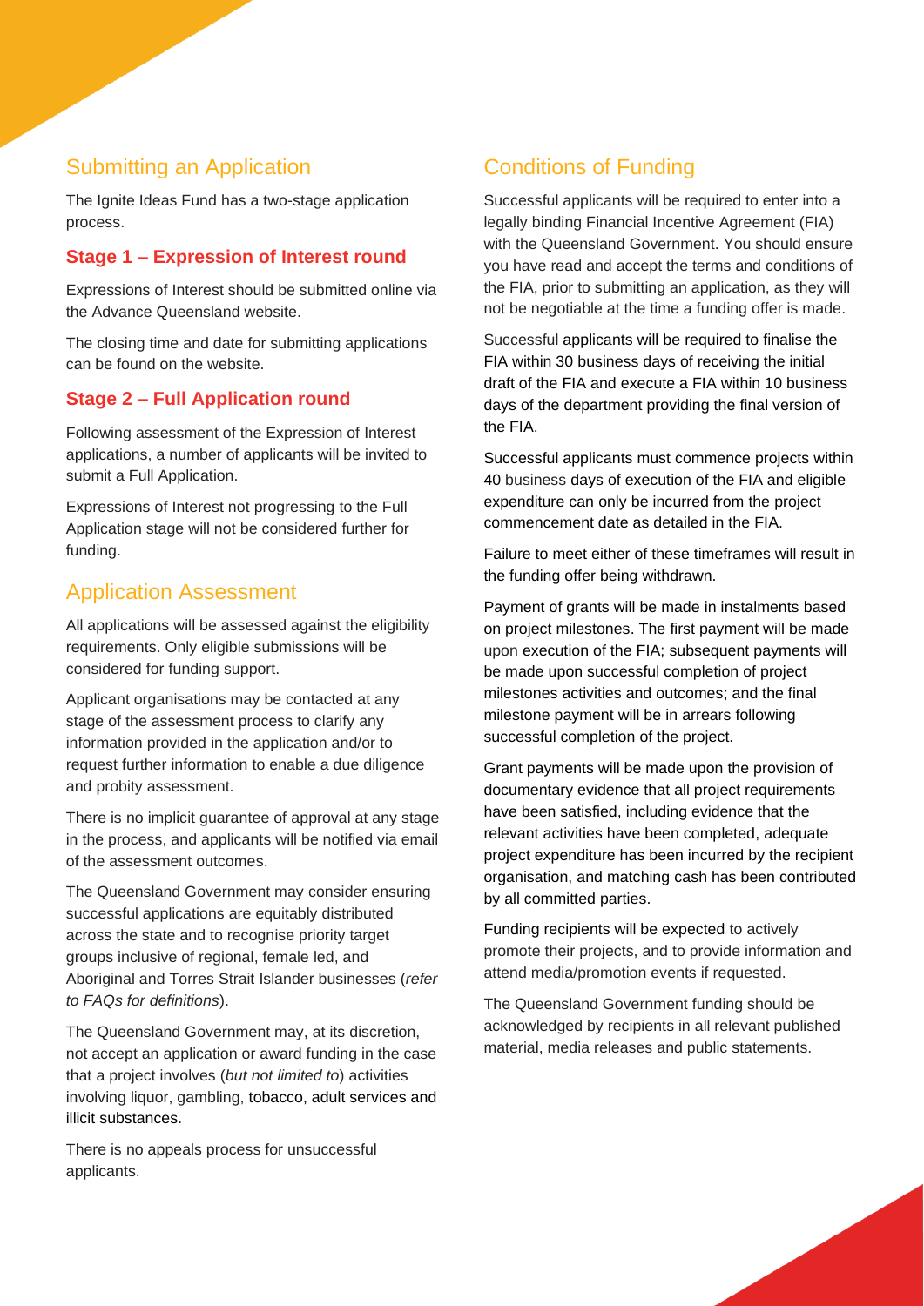## Submitting an Application

The Ignite Ideas Fund has a two-stage application process.

### Stage 1 – Expression of Interest round

Expressions of Interest should be submitted online via the Advance Queensland website.

The closing time and date for submitting applications can be found on the website.

### Stage 2 – Full Application round

Following assessment of the Expression of Interest applications, a number of applicants will be invited to submit a Full Application.

Expressions of Interest not progressing to the Full Application stage will not be considered further for funding.

## Application Assessment

All applications will be assessed against the eligibility requirements. Only eligible submissions will be considered for funding support.

Applicant organisations may be contacted at any stage of the assessment process to clarify any information provided in the application and/or to request further information to enable a due diligence and probity assessment.

There is no implicit guarantee of approval at any stage in the process, and applicants will be notified via email of the assessment outcomes.

The Queensland Government may consider ensuring successful applications are equitably distributed across the state and to recognise priority target groups inclusive of regional, female led, and Aboriginal and Torres Strait Islander businesses (*refer to FAQs for definitions*).

The Queensland Government may, at its discretion, not accept an application or award funding in the case that a project involves (*but not limited to*) activities involving liquor, gambling, tobacco, adult services and illicit substances.

There is no appeals process for unsuccessful applicants.

## Conditions of Funding

Successful applicants will be required to enter into a legally binding Financial Incentive Agreement (FIA) with the Queensland Government. You should ensure you have read and accept the terms and conditions of the FIA, prior to submitting an application, as they will not be negotiable at the time a funding offer is made.

Successful applicants will be required to finalise the FIA within 30 business days of receiving the initial draft of the FIA and execute a FIA within 10 business days of the department providing the final version of the FIA.

Successful applicants must commence projects within 40 business days of execution of the FIA and eligible expenditure can only be incurred from the project commencement date as detailed in the FIA.

Failure to meet either of these timeframes will result in the funding offer being withdrawn.

Payment of grants will be made in instalments based on project milestones. The first payment will be made upon execution of the FIA; subsequent payments will be made upon successful completion of project milestones activities and outcomes; and the final milestone payment will be in arrears following successful completion of the project.

Grant payments will be made upon the provision of documentary evidence that all project requirements have been satisfied, including evidence that the relevant activities have been completed, adequate project expenditure has been incurred by the recipient organisation, and matching cash has been contributed by all committed parties.

Funding recipients will be expected to actively promote their projects, and to provide information and attend media/promotion events if requested.

The Queensland Government funding should be acknowledged by recipients in all relevant published material, media releases and public statements.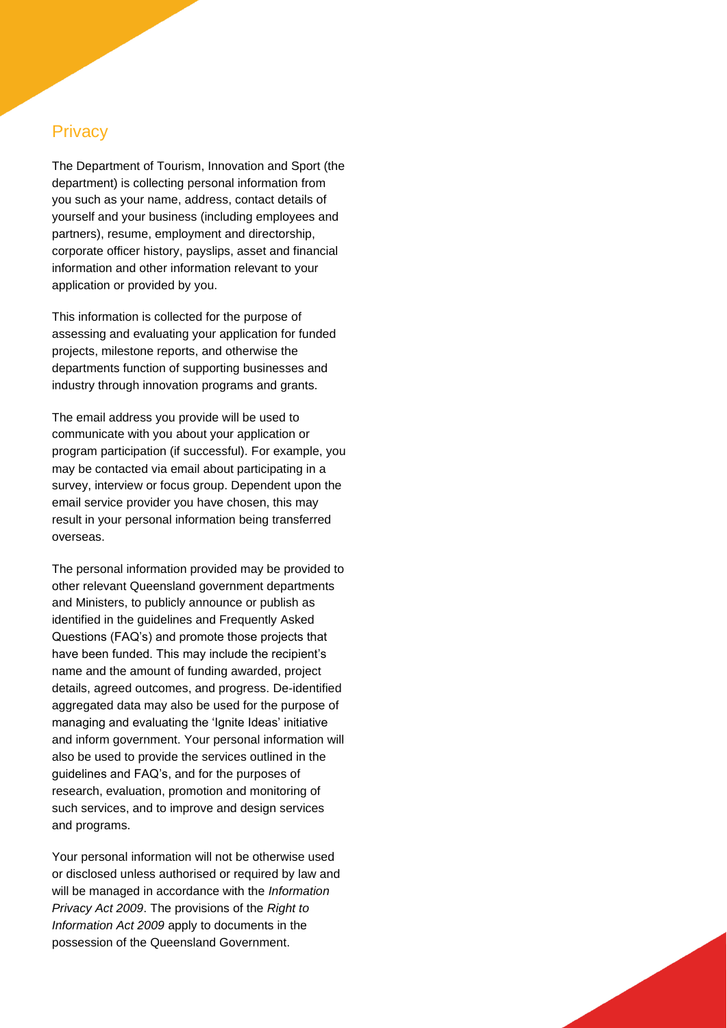## Privacy

The Department of Tourism, Innovation and Sport (the department) is collecting personal information from you such as your name, address, contact details of yourself and your business (including employees and partners), resume, employment and directorship, corporate officer history, payslips, asset and financial information and other information relevant to your application or provided by you.

This information is collected for the purpose of assessing and evaluating your application for funded projects, milestone reports, and otherwise the departments function of supporting businesses and industry through innovation programs and grants.

The email address you provide will be used to communicate with you about your application or program participation (if successful). For example, you may be contacted via email about participating in a survey, interview or focus group. Dependent upon the email service provider you have chosen, this may result in your personal information being transferred overseas.

The personal information provided may be provided to other relevant Queensland government departments and Ministers, to publicly announce or publish as identified in the guidelines and Frequently Asked Questions (FAQ's) and promote those projects that have been funded. This may include the recipient's name and the amount of funding awarded, project details, agreed outcomes, and progress. De-identified aggregated data may also be used for the purpose of managing and evaluating the 'Ignite Ideas' initiative and inform government. Your personal information will also be used to provide the services outlined in the guidelines and FAQ's, and for the purposes of research, evaluation, promotion and monitoring of such services, and to improve and design services and programs.

Your personal information will not be otherwise used or disclosed unless authorised or required by law and will be managed in accordance with the *Information Privacy Act 2009*. The provisions of the *Right to Information Act 2009* apply to documents in the possession of the Queensland Government.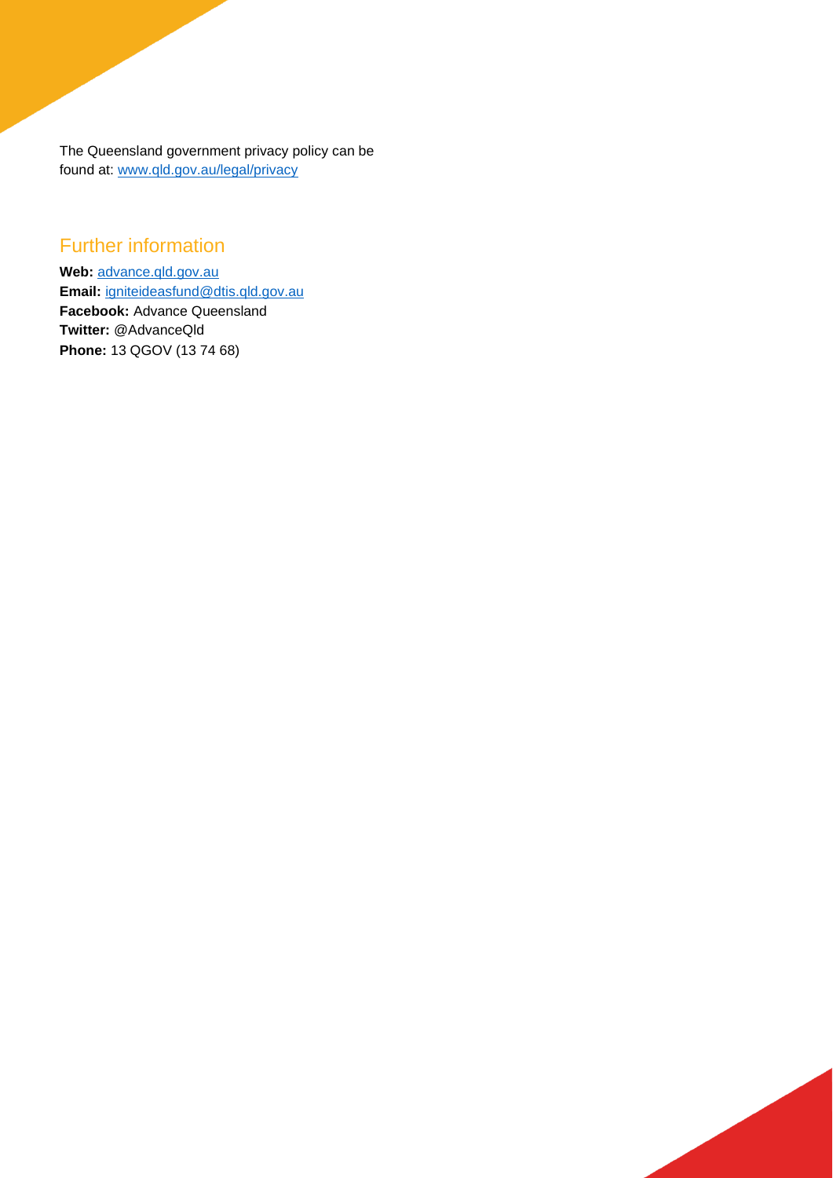The Queensland government privacy policy can be found at: [www.qld.gov.au/legal/privacy](http://www.qld.gov.au/legal/privacy)

## Further information

**Web:** [advance.qld.gov.au](http://advance.qld.gov.au)
**Email:** [igniteideasfund@dtis.qld.gov.au](mailto:igniteideasfund@dtis.qld.gov.au)
**Facebook:** Advance Queensland
**Twitter:** @AdvanceQld
**Phone:** 13 QGOV (13 74 68)